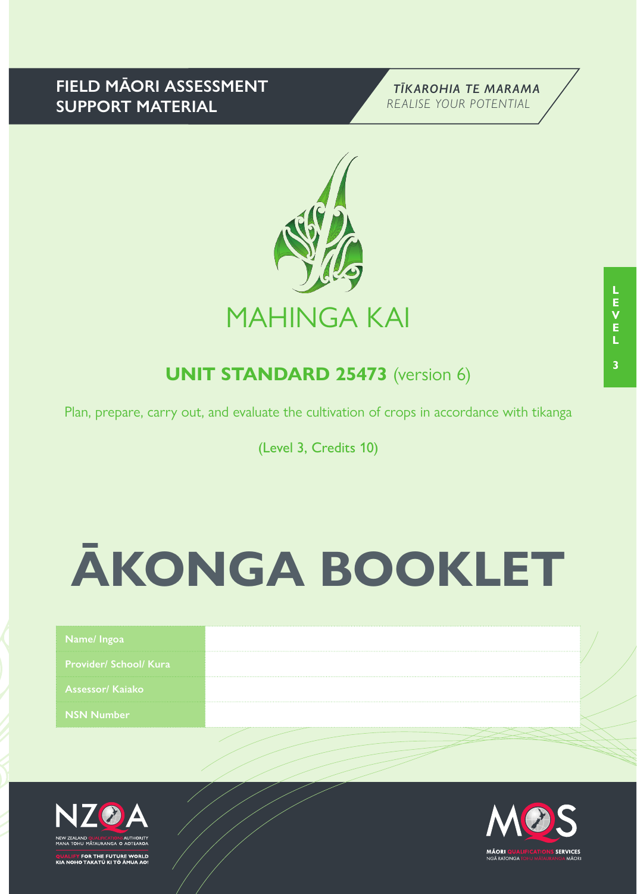FIELD MĀORI ASSESSMENT SUPPORT MATERIAL

*TĪKAROHIA TE MARAMA*
*REALISE YOUR POTENTIAL*

# MAHINGA KAI

LEVEL 3

## UNIT STANDARD 25473 (version 6)

Plan, prepare, carry out, and evaluate the cultivation of crops in accordance with tikanga

(Level 3, Credits 10)

# ĀKONGA BOOKLET

| Name/ Ingoa | |
|---|---|
| Provider/ School/ Kura | |
| Assessor/ Kaiako | |
| NSN Number | |

NZQA
NEW ZEALAND QUALIFICATIONS AUTHORITY
MANA TOHU MĀTAURANGA O AOTEAROA
QUALIFY FOR THE FUTURE WORLD
KIA NOHO TAKATŪ KI TŌ ĀMUA AO!

MQS
MĀORI QUALIFICATIONS SERVICES
NGĀ RATONGA TOHU MĀTAURANGA MĀORI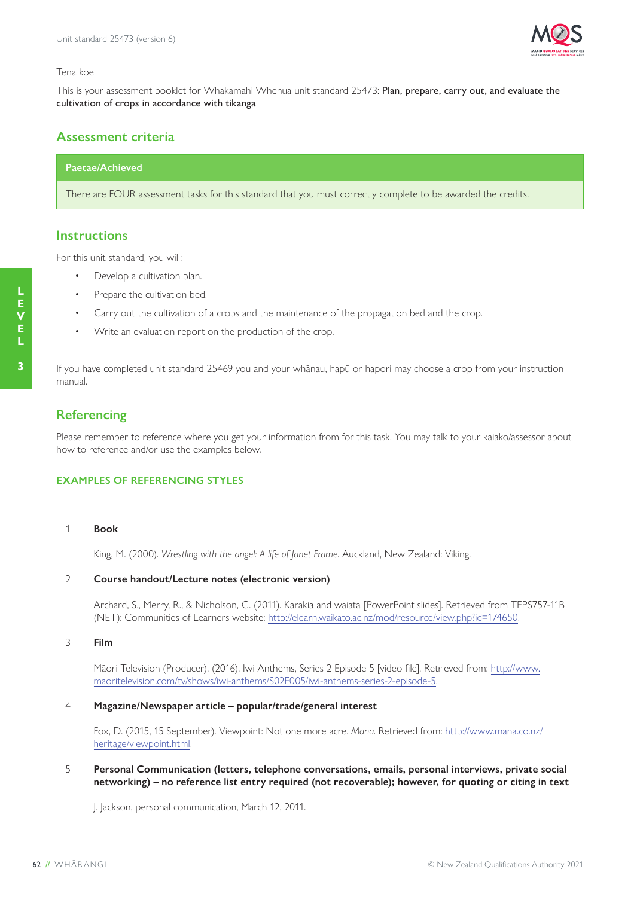Tēnā koe

This is your assessment booklet for Whakamahi Whenua unit standard 25473: **Plan, prepare, carry out, and evaluate the cultivation of crops in accordance with tikanga**

## Assessment criteria

| Paetae/Achieved |
| --- |
| There are FOUR assessment tasks for this standard that you must correctly complete to be awarded the credits. |

## Instructions

For this unit standard, you will:

- Develop a cultivation plan.
- Prepare the cultivation bed.
- Carry out the cultivation of a crops and the maintenance of the propagation bed and the crop.
- Write an evaluation report on the production of the crop.

If you have completed unit standard 25469 you and your whānau, hapū or hapori may choose a crop from your instruction manual.

## Referencing

Please remember to reference where you get your information from for this task. You may talk to your kaiako/assessor about how to reference and/or use the examples below.

### EXAMPLES OF REFERENCING STYLES

1. **Book**

   King, M. (2000). *Wrestling with the angel: A life of Janet Frame.* Auckland, New Zealand: Viking.

2. **Course handout/Lecture notes (electronic version)**

   Archard, S., Merry, R., & Nicholson, C. (2011). Karakia and waiata [PowerPoint slides]. Retrieved from TEPS757-11B (NET): Communities of Learners website: http://elearn.waikato.ac.nz/mod/resource/view.php?id=174650.

3. **Film**

   Māori Television (Producer). (2016). Iwi Anthems, Series 2 Episode 5 [video file]. Retrieved from: http://www.maoritelevision.com/tv/shows/iwi-anthems/S02E005/iwi-anthems-series-2-episode-5.

4. **Magazine/Newspaper article – popular/trade/general interest**

   Fox, D. (2015, 15 September). Viewpoint: Not one more acre. *Mana.* Retrieved from: http://www.mana.co.nz/heritage/viewpoint.html.

5. **Personal Communication (letters, telephone conversations, emails, personal interviews, private social networking) – no reference list entry required (not recoverable); however, for quoting or citing in text**

   J. Jackson, personal communication, March 12, 2011.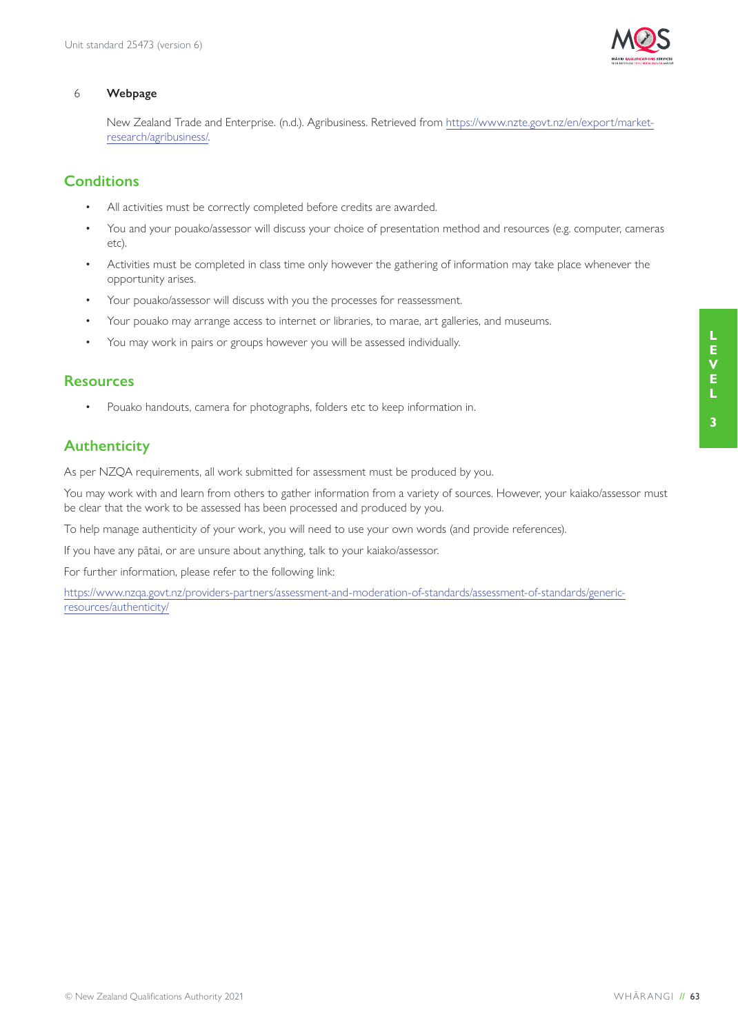6 **Webpage**

New Zealand Trade and Enterprise. (n.d.). Agribusiness. Retrieved from https://www.nzte.govt.nz/en/export/market-research/agribusiness/.

## Conditions

- All activities must be correctly completed before credits are awarded.
- You and your pouako/assessor will discuss your choice of presentation method and resources (e.g. computer, cameras etc).
- Activities must be completed in class time only however the gathering of information may take place whenever the opportunity arises.
- Your pouako/assessor will discuss with you the processes for reassessment.
- Your pouako may arrange access to internet or libraries, to marae, art galleries, and museums.
- You may work in pairs or groups however you will be assessed individually.

## Resources

- Pouako handouts, camera for photographs, folders etc to keep information in.

## Authenticity

As per NZQA requirements, all work submitted for assessment must be produced by you.

You may work with and learn from others to gather information from a variety of sources. However, your kaiako/assessor must be clear that the work to be assessed has been processed and produced by you.

To help manage authenticity of your work, you will need to use your own words (and provide references).

If you have any pātai, or are unsure about anything, talk to your kaiako/assessor.

For further information, please refer to the following link:

https://www.nzqa.govt.nz/providers-partners/assessment-and-moderation-of-standards/assessment-of-standards/generic-resources/authenticity/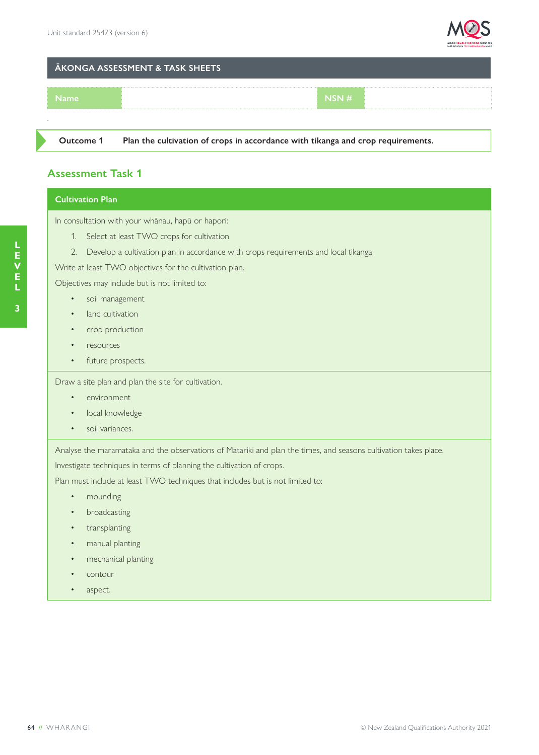## ĀKONGA ASSESSMENT & TASK SHEETS

| Name | | NSN # | |
|---|---|---|---|

**Outcome 1** **Plan the cultivation of crops in accordance with tikanga and crop requirements.**

## Assessment Task 1

### Cultivation Plan

In consultation with your whānau, hapū or hapori:

1. Select at least TWO crops for cultivation
2. Develop a cultivation plan in accordance with crops requirements and local tikanga

Write at least TWO objectives for the cultivation plan.

Objectives may include but is not limited to:

- soil management
- land cultivation
- crop production
- resources
- future prospects.

Draw a site plan and plan the site for cultivation.

- environment
- local knowledge
- soil variances.

Analyse the maramataka and the observations of Matariki and plan the times, and seasons cultivation takes place.

Investigate techniques in terms of planning the cultivation of crops.

Plan must include at least TWO techniques that includes but is not limited to:

- mounding
- broadcasting
- transplanting
- manual planting
- mechanical planting
- contour
- aspect.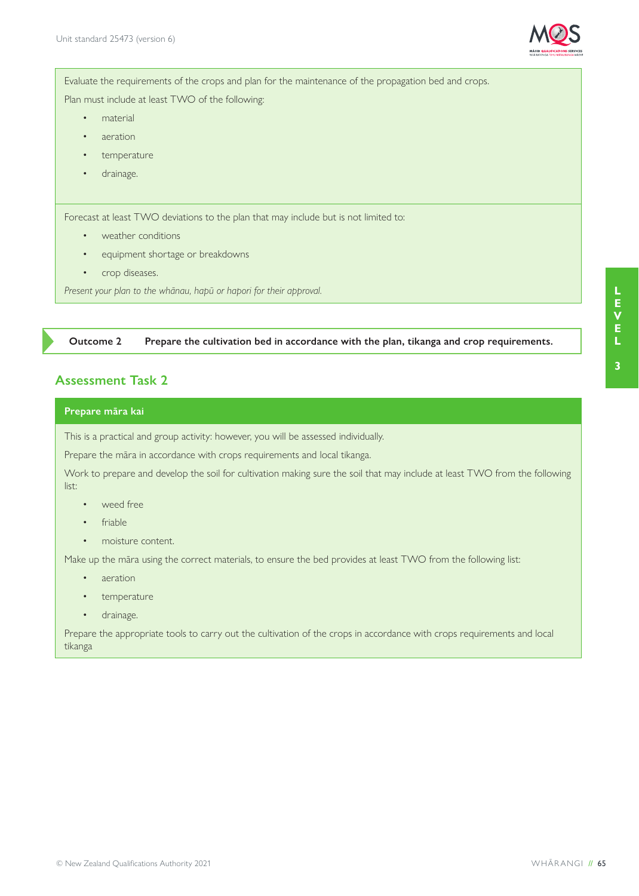Evaluate the requirements of the crops and plan for the maintenance of the propagation bed and crops.

Plan must include at least TWO of the following:

- material
- aeration
- temperature
- drainage.

Forecast at least TWO deviations to the plan that may include but is not limited to:

- weather conditions
- equipment shortage or breakdowns
- crop diseases.

*Present your plan to the whānau, hapū or hapori for their approval.*

**Outcome 2 Prepare the cultivation bed in accordance with the plan, tikanga and crop requirements.**

## Assessment Task 2

### Prepare māra kai

This is a practical and group activity: however, you will be assessed individually.

Prepare the māra in accordance with crops requirements and local tikanga.

Work to prepare and develop the soil for cultivation making sure the soil that may include at least TWO from the following list:

- weed free
- friable
- moisture content.

Make up the māra using the correct materials, to ensure the bed provides at least TWO from the following list:

- aeration
- temperature
- drainage.

Prepare the appropriate tools to carry out the cultivation of the crops in accordance with crops requirements and local tikanga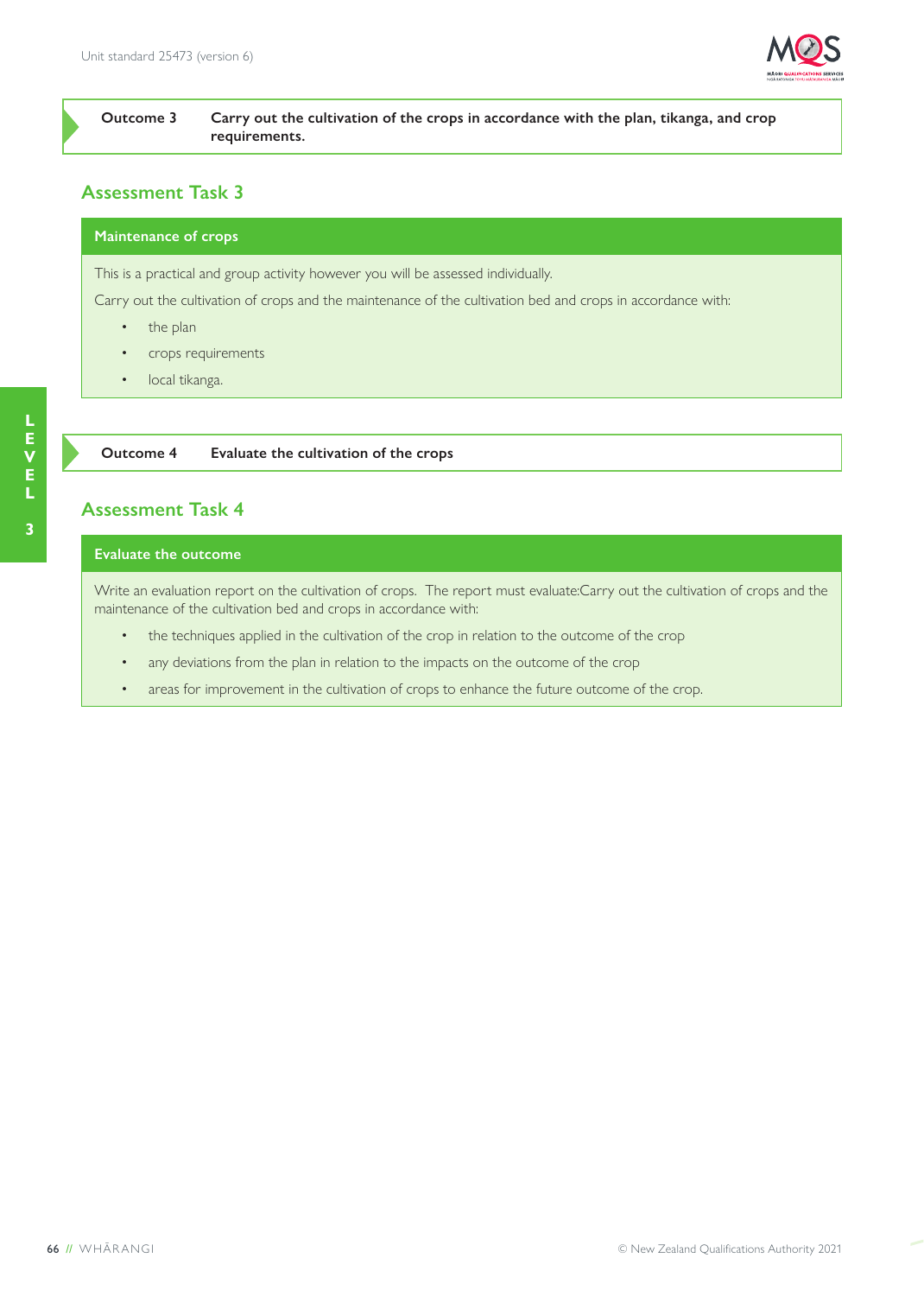**Outcome 3** **Carry out the cultivation of the crops in accordance with the plan, tikanga, and crop requirements.**

## Assessment Task 3

### Maintenance of crops

This is a practical and group activity however you will be assessed individually.

Carry out the cultivation of crops and the maintenance of the cultivation bed and crops in accordance with:

- the plan
- crops requirements
- local tikanga.

**Outcome 4** **Evaluate the cultivation of the crops**

## Assessment Task 4

### Evaluate the outcome

Write an evaluation report on the cultivation of crops. The report must evaluate:Carry out the cultivation of crops and the maintenance of the cultivation bed and crops in accordance with:

- the techniques applied in the cultivation of the crop in relation to the outcome of the crop
- any deviations from the plan in relation to the impacts on the outcome of the crop
- areas for improvement in the cultivation of crops to enhance the future outcome of the crop.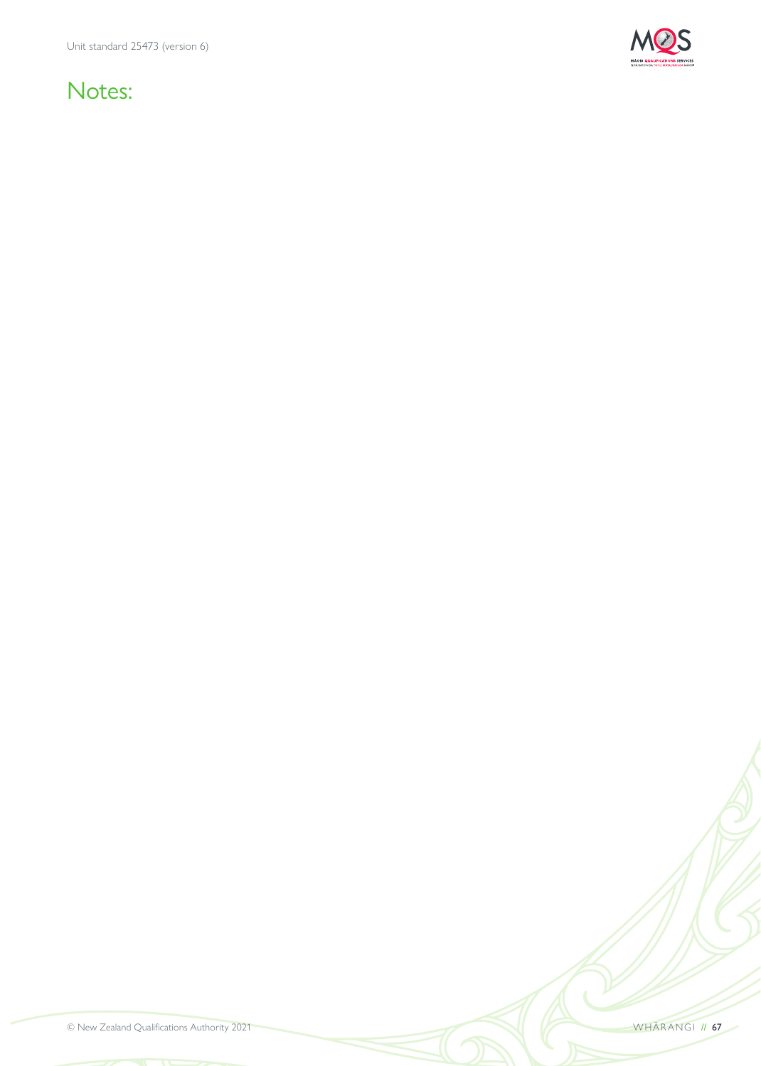## Notes: